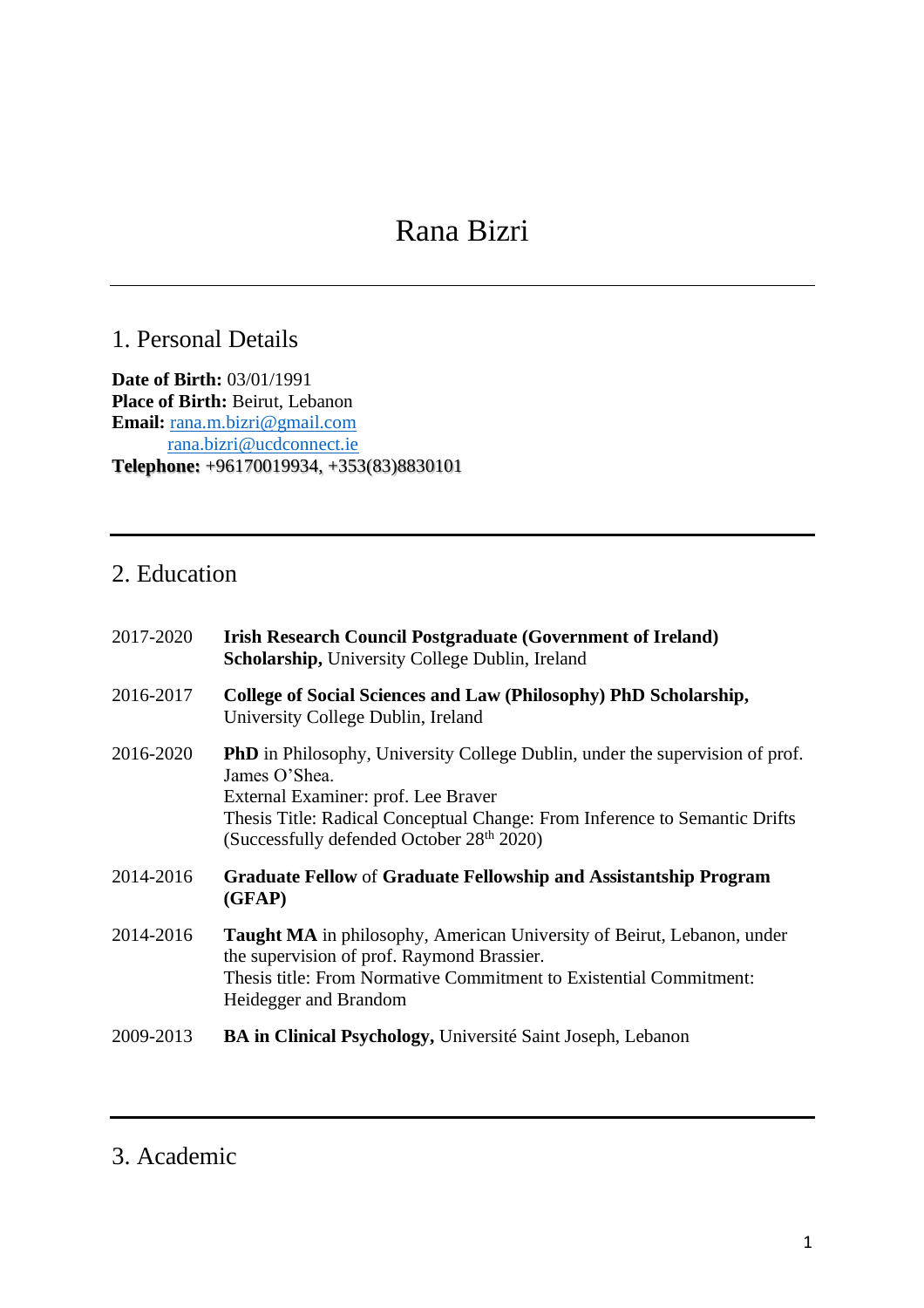# Rana Bizri

## 1. Personal Details

**Date of Birth:** 03/01/1991
**Place of Birth:** Beirut, Lebanon
**Email:** rana.m.bizri@gmail.com
rana.bizri@ucdconnect.ie
**Telephone:** +96170019934, +353(83)8830101

## 2. Education

| | |
|---|---|
| 2017-2020 | **Irish Research Council Postgraduate (Government of Ireland) Scholarship,** University College Dublin, Ireland |
| 2016-2017 | **College of Social Sciences and Law (Philosophy) PhD Scholarship,** University College Dublin, Ireland |
| 2016-2020 | **PhD** in Philosophy, University College Dublin, under the supervision of prof. James O'Shea. External Examiner: prof. Lee Braver. Thesis Title: Radical Conceptual Change: From Inference to Semantic Drifts (Successfully defended October 28th 2020) |
| 2014-2016 | **Graduate Fellow** of **Graduate Fellowship and Assistantship Program (GFAP)** |
| 2014-2016 | **Taught MA** in philosophy, American University of Beirut, Lebanon, under the supervision of prof. Raymond Brassier. Thesis title: From Normative Commitment to Existential Commitment: Heidegger and Brandom |
| 2009-2013 | **BA in Clinical Psychology,** Université Saint Joseph, Lebanon |

## 3. Academic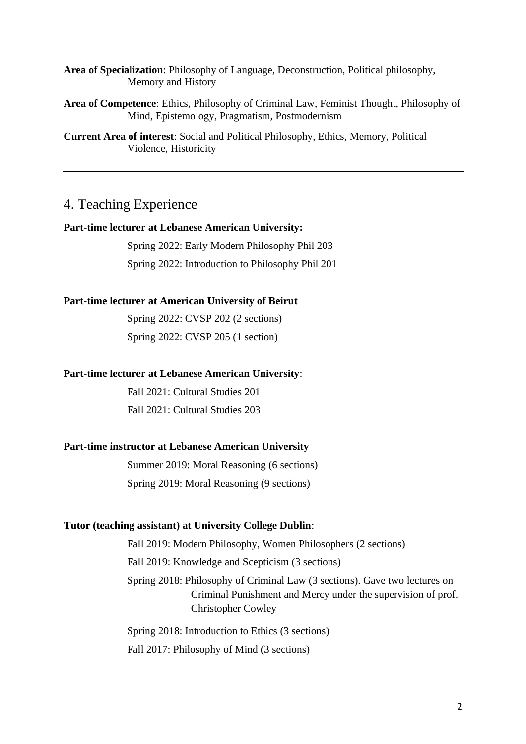**Area of Specialization**: Philosophy of Language, Deconstruction, Political philosophy, Memory and History

**Area of Competence**: Ethics, Philosophy of Criminal Law, Feminist Thought, Philosophy of Mind, Epistemology, Pragmatism, Postmodernism

**Current Area of interest**: Social and Political Philosophy, Ethics, Memory, Political Violence, Historicity

---

## 4. Teaching Experience

**Part-time lecturer at Lebanese American University:**

Spring 2022: Early Modern Philosophy Phil 203

Spring 2022: Introduction to Philosophy Phil 201

**Part-time lecturer at American University of Beirut**

Spring 2022: CVSP 202 (2 sections)

Spring 2022: CVSP 205 (1 section)

**Part-time lecturer at Lebanese American University**:

Fall 2021: Cultural Studies 201

Fall 2021: Cultural Studies 203

**Part-time instructor at Lebanese American University**

Summer 2019: Moral Reasoning (6 sections)

Spring 2019: Moral Reasoning (9 sections)

**Tutor (teaching assistant) at University College Dublin**:

Fall 2019: Modern Philosophy, Women Philosophers (2 sections)

Fall 2019: Knowledge and Scepticism (3 sections)

Spring 2018: Philosophy of Criminal Law (3 sections). Gave two lectures on Criminal Punishment and Mercy under the supervision of prof. Christopher Cowley

Spring 2018: Introduction to Ethics (3 sections)

Fall 2017: Philosophy of Mind (3 sections)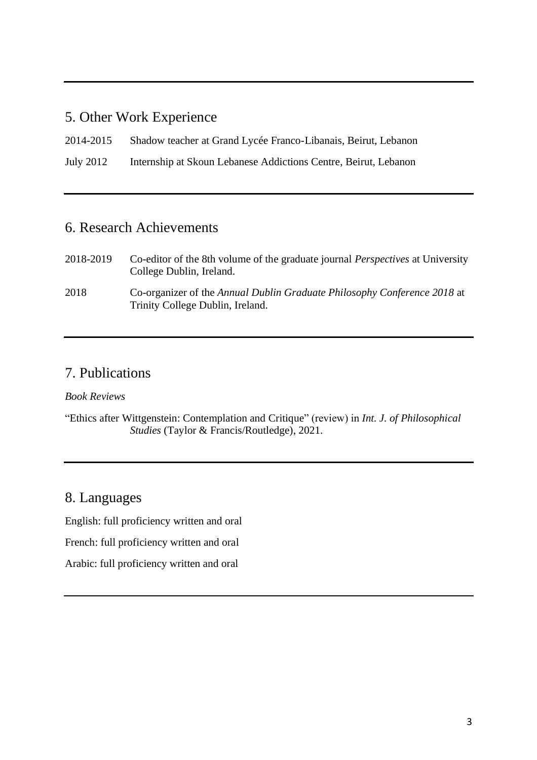## 5. Other Work Experience

2014-2015 Shadow teacher at Grand Lycée Franco-Libanais, Beirut, Lebanon

July 2012 Internship at Skoun Lebanese Addictions Centre, Beirut, Lebanon

## 6. Research Achievements

2018-2019 Co-editor of the 8th volume of the graduate journal *Perspectives* at University College Dublin, Ireland.

2018 Co-organizer of the *Annual Dublin Graduate Philosophy Conference 2018* at Trinity College Dublin, Ireland.

## 7. Publications

*Book Reviews*

"Ethics after Wittgenstein: Contemplation and Critique" (review) in *Int. J. of Philosophical Studies* (Taylor & Francis/Routledge), 2021.

## 8. Languages

English: full proficiency written and oral

French: full proficiency written and oral

Arabic: full proficiency written and oral